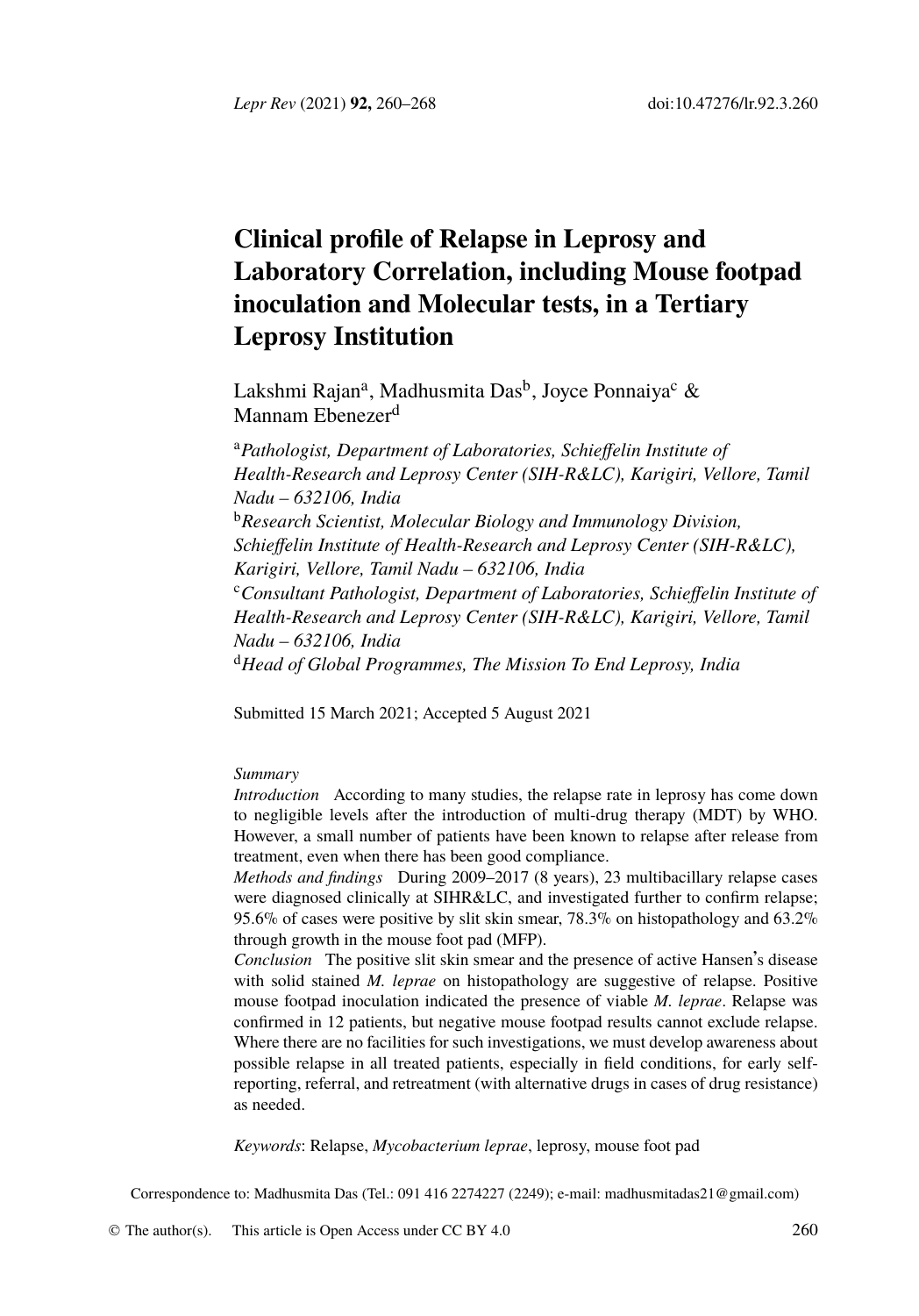# Clinical profile of Relapse in Leprosy and Laboratory Correlation, including Mouse footpad inoculation and Molecular tests, in a Tertiary Leprosy Institution

Lakshmi Rajan[a], Madhusmita Das[b], Joyce Ponnaiya[c] & Mannam Ebenezer[d]

[a]*Pathologist, Department of Laboratories, Schieffelin Institute of Health-Research and Leprosy Center (SIH-R&LC), Karigiri, Vellore, Tamil Nadu – 632106, India*

[b]*Research Scientist, Molecular Biology and Immunology Division, Schieffelin Institute of Health-Research and Leprosy Center (SIH-R&LC), Karigiri, Vellore, Tamil Nadu – 632106, India*

[c]*Consultant Pathologist, Department of Laboratories, Schieffelin Institute of Health-Research and Leprosy Center (SIH-R&LC), Karigiri, Vellore, Tamil Nadu – 632106, India*

[d]*Head of Global Programmes, The Mission To End Leprosy, India*

Submitted 15 March 2021; Accepted 5 August 2021

*Summary*

*Introduction* According to many studies, the relapse rate in leprosy has come down to negligible levels after the introduction of multi-drug therapy (MDT) by WHO. However, a small number of patients have been known to relapse after release from treatment, even when there has been good compliance.

*Methods and findings* During 2009–2017 (8 years), 23 multibacillary relapse cases were diagnosed clinically at SIHR&LC, and investigated further to confirm relapse; 95.6% of cases were positive by slit skin smear, 78.3% on histopathology and 63.2% through growth in the mouse foot pad (MFP).

*Conclusion* The positive slit skin smear and the presence of active Hansen's disease with solid stained *M. leprae* on histopathology are suggestive of relapse. Positive mouse footpad inoculation indicated the presence of viable *M. leprae*. Relapse was confirmed in 12 patients, but negative mouse footpad results cannot exclude relapse. Where there are no facilities for such investigations, we must develop awareness about possible relapse in all treated patients, especially in field conditions, for early self-reporting, referral, and retreatment (with alternative drugs in cases of drug resistance) as needed.

*Keywords*: Relapse, *Mycobacterium leprae*, leprosy, mouse foot pad

Correspondence to: Madhusmita Das (Tel.: 091 416 2274227 (2249); e-mail: madhusmitadas21@gmail.com)

© The author(s). This article is Open Access under CC BY 4.0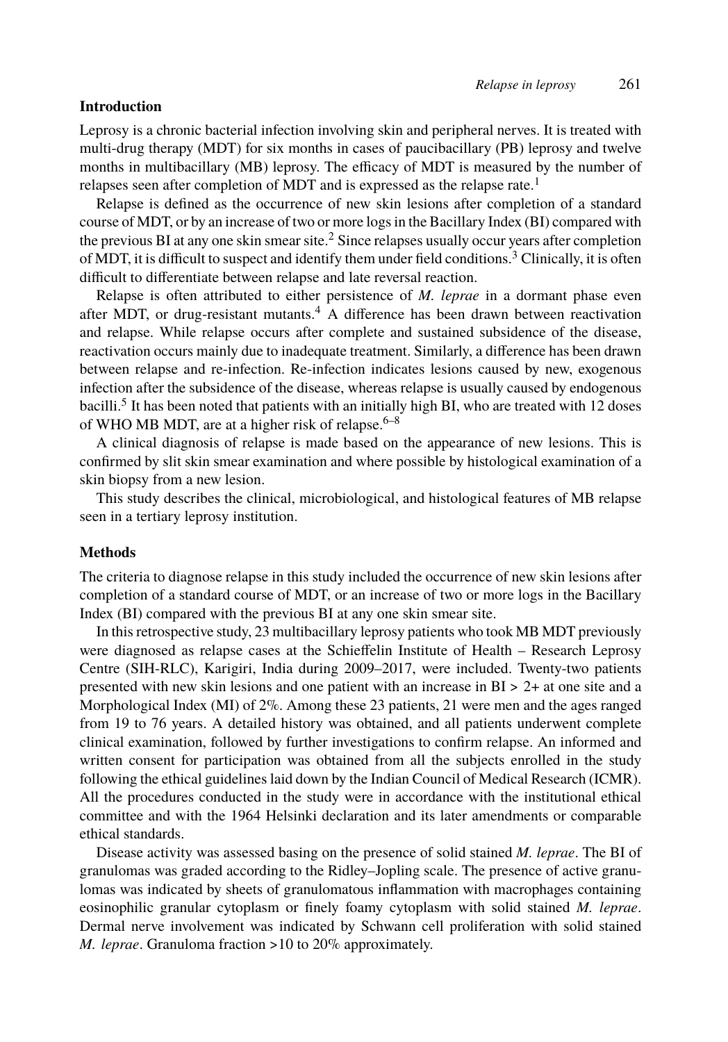## Introduction

Leprosy is a chronic bacterial infection involving skin and peripheral nerves. It is treated with multi-drug therapy (MDT) for six months in cases of paucibacillary (PB) leprosy and twelve months in multibacillary (MB) leprosy. The efficacy of MDT is measured by the number of relapses seen after completion of MDT and is expressed as the relapse rate.[1]

Relapse is defined as the occurrence of new skin lesions after completion of a standard course of MDT, or by an increase of two or more logs in the Bacillary Index (BI) compared with the previous BI at any one skin smear site.[2] Since relapses usually occur years after completion of MDT, it is difficult to suspect and identify them under field conditions.[3] Clinically, it is often difficult to differentiate between relapse and late reversal reaction.

Relapse is often attributed to either persistence of *M. leprae* in a dormant phase even after MDT, or drug-resistant mutants.[4] A difference has been drawn between reactivation and relapse. While relapse occurs after complete and sustained subsidence of the disease, reactivation occurs mainly due to inadequate treatment. Similarly, a difference has been drawn between relapse and re-infection. Re-infection indicates lesions caused by new, exogenous infection after the subsidence of the disease, whereas relapse is usually caused by endogenous bacilli.[5] It has been noted that patients with an initially high BI, who are treated with 12 doses of WHO MB MDT, are at a higher risk of relapse.[6–8]

A clinical diagnosis of relapse is made based on the appearance of new lesions. This is confirmed by slit skin smear examination and where possible by histological examination of a skin biopsy from a new lesion.

This study describes the clinical, microbiological, and histological features of MB relapse seen in a tertiary leprosy institution.

## Methods

The criteria to diagnose relapse in this study included the occurrence of new skin lesions after completion of a standard course of MDT, or an increase of two or more logs in the Bacillary Index (BI) compared with the previous BI at any one skin smear site.

In this retrospective study, 23 multibacillary leprosy patients who took MB MDT previously were diagnosed as relapse cases at the Schieffelin Institute of Health – Research Leprosy Centre (SIH-RLC), Karigiri, India during 2009–2017, were included. Twenty-two patients presented with new skin lesions and one patient with an increase in BI > 2+ at one site and a Morphological Index (MI) of 2%. Among these 23 patients, 21 were men and the ages ranged from 19 to 76 years. A detailed history was obtained, and all patients underwent complete clinical examination, followed by further investigations to confirm relapse. An informed and written consent for participation was obtained from all the subjects enrolled in the study following the ethical guidelines laid down by the Indian Council of Medical Research (ICMR). All the procedures conducted in the study were in accordance with the institutional ethical committee and with the 1964 Helsinki declaration and its later amendments or comparable ethical standards.

Disease activity was assessed basing on the presence of solid stained *M. leprae*. The BI of granulomas was graded according to the Ridley–Jopling scale. The presence of active granulomas was indicated by sheets of granulomatous inflammation with macrophages containing eosinophilic granular cytoplasm or finely foamy cytoplasm with solid stained *M. leprae*. Dermal nerve involvement was indicated by Schwann cell proliferation with solid stained *M. leprae*. Granuloma fraction >10 to 20% approximately.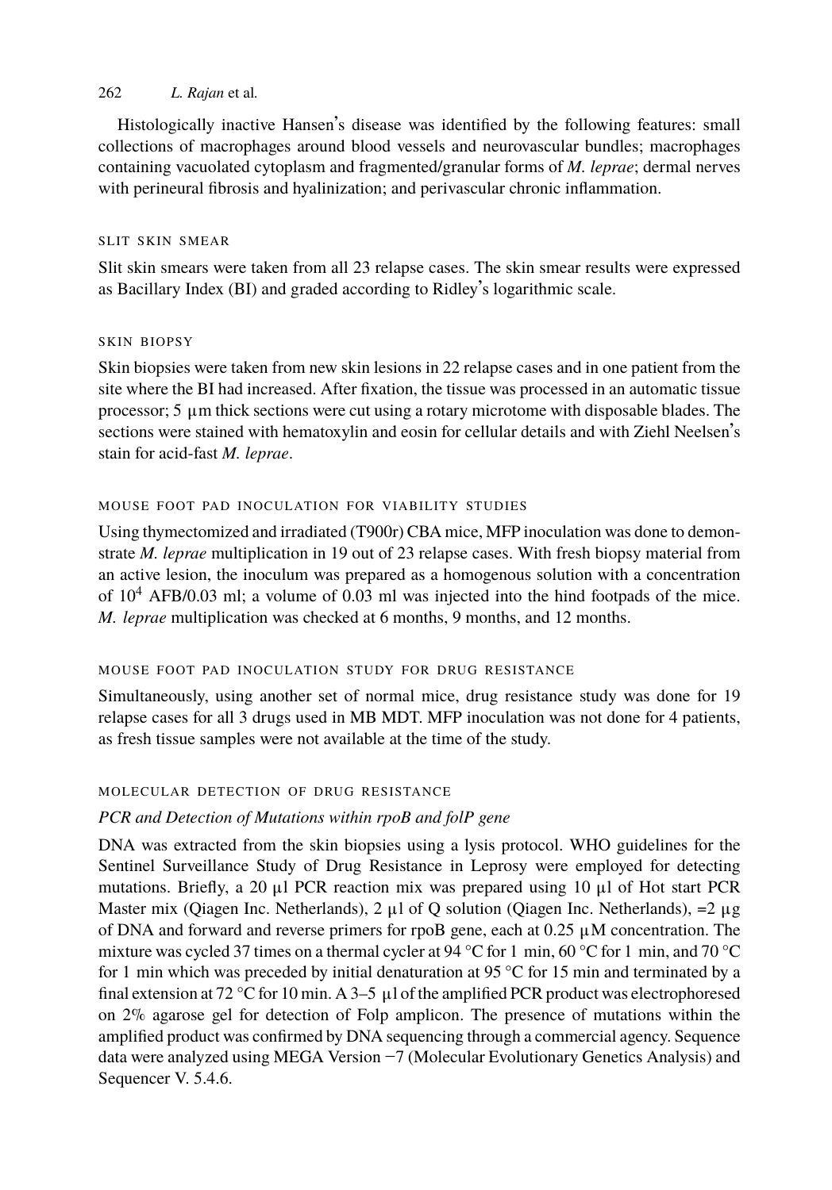Histologically inactive Hansen's disease was identified by the following features: small collections of macrophages around blood vessels and neurovascular bundles; macrophages containing vacuolated cytoplasm and fragmented/granular forms of *M. leprae*; dermal nerves with perineural fibrosis and hyalinization; and perivascular chronic inflammation.

### SLIT SKIN SMEAR

Slit skin smears were taken from all 23 relapse cases. The skin smear results were expressed as Bacillary Index (BI) and graded according to Ridley's logarithmic scale.

### SKIN BIOPSY

Skin biopsies were taken from new skin lesions in 22 relapse cases and in one patient from the site where the BI had increased. After fixation, the tissue was processed in an automatic tissue processor; 5 µm thick sections were cut using a rotary microtome with disposable blades. The sections were stained with hematoxylin and eosin for cellular details and with Ziehl Neelsen's stain for acid-fast *M. leprae*.

### MOUSE FOOT PAD INOCULATION FOR VIABILITY STUDIES

Using thymectomized and irradiated (T900r) CBA mice, MFP inoculation was done to demonstrate *M. leprae* multiplication in 19 out of 23 relapse cases. With fresh biopsy material from an active lesion, the inoculum was prepared as a homogenous solution with a concentration of $10^4$ AFB/0.03 ml; a volume of 0.03 ml was injected into the hind footpads of the mice. *M. leprae* multiplication was checked at 6 months, 9 months, and 12 months.

### MOUSE FOOT PAD INOCULATION STUDY FOR DRUG RESISTANCE

Simultaneously, using another set of normal mice, drug resistance study was done for 19 relapse cases for all 3 drugs used in MB MDT. MFP inoculation was not done for 4 patients, as fresh tissue samples were not available at the time of the study.

### MOLECULAR DETECTION OF DRUG RESISTANCE

#### *PCR and Detection of Mutations within rpoB and folP gene*

DNA was extracted from the skin biopsies using a lysis protocol. WHO guidelines for the Sentinel Surveillance Study of Drug Resistance in Leprosy were employed for detecting mutations. Briefly, a 20 µl PCR reaction mix was prepared using 10 µl of Hot start PCR Master mix (Qiagen Inc. Netherlands), 2 µl of Q solution (Qiagen Inc. Netherlands), =2 µg of DNA and forward and reverse primers for rpoB gene, each at 0.25 µM concentration. The mixture was cycled 37 times on a thermal cycler at 94 °C for 1 min, 60 °C for 1 min, and 70 °C for 1 min which was preceded by initial denaturation at 95 °C for 15 min and terminated by a final extension at 72 °C for 10 min. A 3–5 µl of the amplified PCR product was electrophoresed on 2% agarose gel for detection of Folp amplicon. The presence of mutations within the amplified product was confirmed by DNA sequencing through a commercial agency. Sequence data were analyzed using MEGA Version −7 (Molecular Evolutionary Genetics Analysis) and Sequencer V. 5.4.6.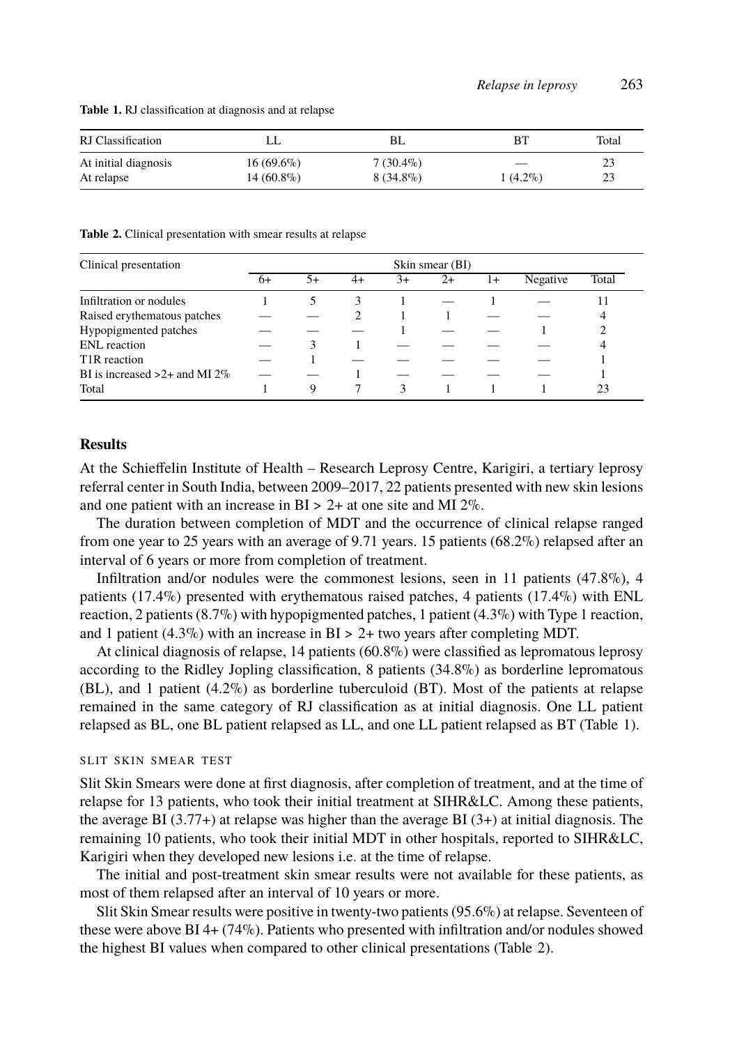**Table 1.** RJ classification at diagnosis and at relapse

| RJ Classification | LL | BL | BT | Total |
|---|---|---|---|---|
| At initial diagnosis | 16 (69.6%) | 7 (30.4%) | — | 23 |
| At relapse | 14 (60.8%) | 8 (34.8%) | 1 (4.2%) | 23 |

**Table 2.** Clinical presentation with smear results at relapse

| Clinical presentation | Skin smear (BI) | | | | | | | |
|---|---|---|---|---|---|---|---|---|
| | 6+ | 5+ | 4+ | 3+ | 2+ | 1+ | Negative | Total |
| Infiltration or nodules | 1 | 5 | 3 | 1 | — | 1 | — | 11 |
| Raised erythematous patches | — | — | 2 | 1 | 1 | — | — | 4 |
| Hypopigmented patches | — | — | — | 1 | — | — | 1 | 2 |
| ENL reaction | — | 3 | 1 | — | — | — | — | 4 |
| T1R reaction | — | 1 | — | — | — | — | — | 1 |
| BI is increased >2+ and MI 2% | — | — | 1 | — | — | — | — | 1 |
| Total | 1 | 9 | 7 | 3 | 1 | 1 | 1 | 23 |

## Results

At the Schieffelin Institute of Health – Research Leprosy Centre, Karigiri, a tertiary leprosy referral center in South India, between 2009–2017, 22 patients presented with new skin lesions and one patient with an increase in BI > 2+ at one site and MI 2%.

The duration between completion of MDT and the occurrence of clinical relapse ranged from one year to 25 years with an average of 9.71 years. 15 patients (68.2%) relapsed after an interval of 6 years or more from completion of treatment.

Infiltration and/or nodules were the commonest lesions, seen in 11 patients (47.8%), 4 patients (17.4%) presented with erythematous raised patches, 4 patients (17.4%) with ENL reaction, 2 patients (8.7%) with hypopigmented patches, 1 patient (4.3%) with Type 1 reaction, and 1 patient (4.3%) with an increase in BI > 2+ two years after completing MDT.

At clinical diagnosis of relapse, 14 patients (60.8%) were classified as lepromatous leprosy according to the Ridley Jopling classification, 8 patients (34.8%) as borderline lepromatous (BL), and 1 patient (4.2%) as borderline tuberculoid (BT). Most of the patients at relapse remained in the same category of RJ classification as at initial diagnosis. One LL patient relapsed as BL, one BL patient relapsed as LL, and one LL patient relapsed as BT (Table 1).

### Slit skin smear test

Slit Skin Smears were done at first diagnosis, after completion of treatment, and at the time of relapse for 13 patients, who took their initial treatment at SIHR&LC. Among these patients, the average BI (3.77+) at relapse was higher than the average BI (3+) at initial diagnosis. The remaining 10 patients, who took their initial MDT in other hospitals, reported to SIHR&LC, Karigiri when they developed new lesions i.e. at the time of relapse.

The initial and post-treatment skin smear results were not available for these patients, as most of them relapsed after an interval of 10 years or more.

Slit Skin Smear results were positive in twenty-two patients (95.6%) at relapse. Seventeen of these were above BI 4+ (74%). Patients who presented with infiltration and/or nodules showed the highest BI values when compared to other clinical presentations (Table 2).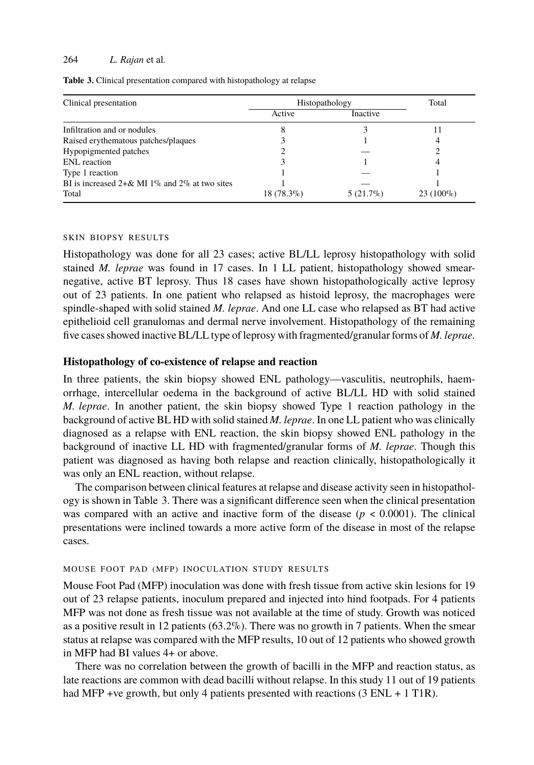**Table 3.** Clinical presentation compared with histopathology at relapse

| Clinical presentation | Histopathology | | Total |
|---|---|---|---|
| | Active | Inactive | |
| Infiltration and or nodules | 8 | 3 | 11 |
| Raised erythematous patches/plaques | 3 | 1 | 4 |
| Hypopigmented patches | 2 | — | 2 |
| ENL reaction | 3 | 1 | 4 |
| Type 1 reaction | 1 | — | 1 |
| BI is increased 2+& MI 1% and 2% at two sites | 1 | — | 1 |
| Total | 18 (78.3%) | 5 (21.7%) | 23 (100%) |

#### SKIN BIOPSY RESULTS

Histopathology was done for all 23 cases; active BL/LL leprosy histopathology with solid stained *M. leprae* was found in 17 cases. In 1 LL patient, histopathology showed smear-negative, active BT leprosy. Thus 18 cases have shown histopathologically active leprosy out of 23 patients. In one patient who relapsed as histoid leprosy, the macrophages were spindle-shaped with solid stained *M. leprae*. And one LL case who relapsed as BT had active epithelioid cell granulomas and dermal nerve involvement. Histopathology of the remaining five cases showed inactive BL/LL type of leprosy with fragmented/granular forms of *M. leprae*.

### Histopathology of co-existence of relapse and reaction

In three patients, the skin biopsy showed ENL pathology—vasculitis, neutrophils, haemorrhage, intercellular oedema in the background of active BL/LL HD with solid stained *M. leprae*. In another patient, the skin biopsy showed Type 1 reaction pathology in the background of active BL HD with solid stained *M. leprae*. In one LL patient who was clinically diagnosed as a relapse with ENL reaction, the skin biopsy showed ENL pathology in the background of inactive LL HD with fragmented/granular forms of *M. leprae*. Though this patient was diagnosed as having both relapse and reaction clinically, histopathologically it was only an ENL reaction, without relapse.

The comparison between clinical features at relapse and disease activity seen in histopathology is shown in Table 3. There was a significant difference seen when the clinical presentation was compared with an active and inactive form of the disease ($p < 0.0001$). The clinical presentations were inclined towards a more active form of the disease in most of the relapse cases.

#### MOUSE FOOT PAD (MFP) INOCULATION STUDY RESULTS

Mouse Foot Pad (MFP) inoculation was done with fresh tissue from active skin lesions for 19 out of 23 relapse patients, inoculum prepared and injected into hind footpads. For 4 patients MFP was not done as fresh tissue was not available at the time of study. Growth was noticed as a positive result in 12 patients (63.2%). There was no growth in 7 patients. When the smear status at relapse was compared with the MFP results, 10 out of 12 patients who showed growth in MFP had BI values 4+ or above.

There was no correlation between the growth of bacilli in the MFP and reaction status, as late reactions are common with dead bacilli without relapse. In this study 11 out of 19 patients had MFP +ve growth, but only 4 patients presented with reactions (3 ENL + 1 T1R).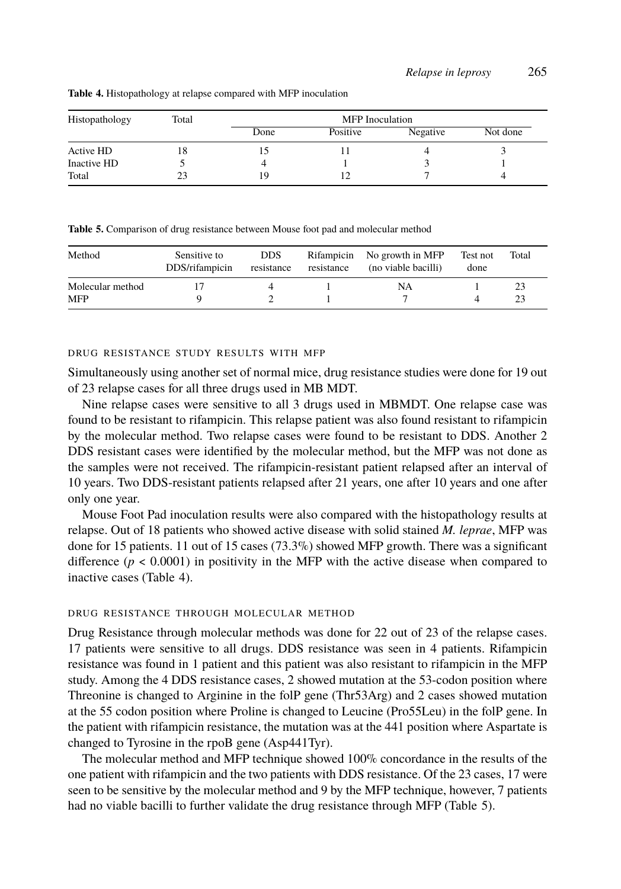**Table 4.** Histopathology at relapse compared with MFP inoculation

| Histopathology | Total | MFP Inoculation | | | |
|---|---|---|---|---|---|
| | | Done | Positive | Negative | Not done |
| Active HD | 18 | 15 | 11 | 4 | 3 |
| Inactive HD | 5 | 4 | 1 | 3 | 1 |
| Total | 23 | 19 | 12 | 7 | 4 |

**Table 5.** Comparison of drug resistance between Mouse foot pad and molecular method

| Method | Sensitive to DDS/rifampicin | DDS resistance | Rifampicin resistance | No growth in MFP (no viable bacilli) | Test not done | Total |
|---|---|---|---|---|---|---|
| Molecular method | 17 | 4 | 1 | NA | 1 | 23 |
| MFP | 9 | 2 | 1 | 7 | 4 | 23 |

### DRUG RESISTANCE STUDY RESULTS WITH MFP

Simultaneously using another set of normal mice, drug resistance studies were done for 19 out of 23 relapse cases for all three drugs used in MB MDT.

Nine relapse cases were sensitive to all 3 drugs used in MBMDT. One relapse case was found to be resistant to rifampicin. This relapse patient was also found resistant to rifampicin by the molecular method. Two relapse cases were found to be resistant to DDS. Another 2 DDS resistant cases were identified by the molecular method, but the MFP was not done as the samples were not received. The rifampicin-resistant patient relapsed after an interval of 10 years. Two DDS-resistant patients relapsed after 21 years, one after 10 years and one after only one year.

Mouse Foot Pad inoculation results were also compared with the histopathology results at relapse. Out of 18 patients who showed active disease with solid stained *M. leprae*, MFP was done for 15 patients. 11 out of 15 cases (73.3%) showed MFP growth. There was a significant difference ($p < 0.0001$) in positivity in the MFP with the active disease when compared to inactive cases (Table 4).

### DRUG RESISTANCE THROUGH MOLECULAR METHOD

Drug Resistance through molecular methods was done for 22 out of 23 of the relapse cases. 17 patients were sensitive to all drugs. DDS resistance was seen in 4 patients. Rifampicin resistance was found in 1 patient and this patient was also resistant to rifampicin in the MFP study. Among the 4 DDS resistance cases, 2 showed mutation at the 53-codon position where Threonine is changed to Arginine in the folP gene (Thr53Arg) and 2 cases showed mutation at the 55 codon position where Proline is changed to Leucine (Pro55Leu) in the folP gene. In the patient with rifampicin resistance, the mutation was at the 441 position where Aspartate is changed to Tyrosine in the rpoB gene (Asp441Tyr).

The molecular method and MFP technique showed 100% concordance in the results of the one patient with rifampicin and the two patients with DDS resistance. Of the 23 cases, 17 were seen to be sensitive by the molecular method and 9 by the MFP technique, however, 7 patients had no viable bacilli to further validate the drug resistance through MFP (Table 5).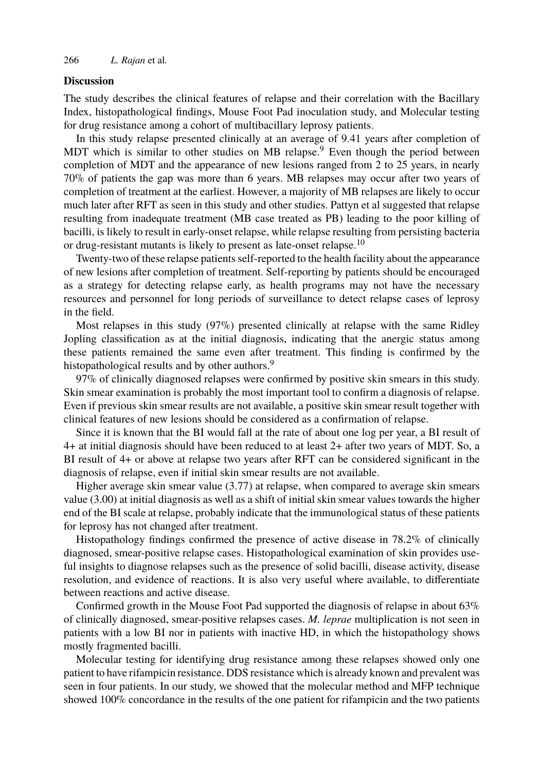## Discussion

The study describes the clinical features of relapse and their correlation with the Bacillary Index, histopathological findings, Mouse Foot Pad inoculation study, and Molecular testing for drug resistance among a cohort of multibacillary leprosy patients.

In this study relapse presented clinically at an average of 9.41 years after completion of MDT which is similar to other studies on MB relapse.[9] Even though the period between completion of MDT and the appearance of new lesions ranged from 2 to 25 years, in nearly 70% of patients the gap was more than 6 years. MB relapses may occur after two years of completion of treatment at the earliest. However, a majority of MB relapses are likely to occur much later after RFT as seen in this study and other studies. Pattyn et al suggested that relapse resulting from inadequate treatment (MB case treated as PB) leading to the poor killing of bacilli, is likely to result in early-onset relapse, while relapse resulting from persisting bacteria or drug-resistant mutants is likely to present as late-onset relapse.[10]

Twenty-two of these relapse patients self-reported to the health facility about the appearance of new lesions after completion of treatment. Self-reporting by patients should be encouraged as a strategy for detecting relapse early, as health programs may not have the necessary resources and personnel for long periods of surveillance to detect relapse cases of leprosy in the field.

Most relapses in this study (97%) presented clinically at relapse with the same Ridley Jopling classification as at the initial diagnosis, indicating that the anergic status among these patients remained the same even after treatment. This finding is confirmed by the histopathological results and by other authors.[9]

97% of clinically diagnosed relapses were confirmed by positive skin smears in this study. Skin smear examination is probably the most important tool to confirm a diagnosis of relapse. Even if previous skin smear results are not available, a positive skin smear result together with clinical features of new lesions should be considered as a confirmation of relapse.

Since it is known that the BI would fall at the rate of about one log per year, a BI result of 4+ at initial diagnosis should have been reduced to at least 2+ after two years of MDT. So, a BI result of 4+ or above at relapse two years after RFT can be considered significant in the diagnosis of relapse, even if initial skin smear results are not available.

Higher average skin smear value (3.77) at relapse, when compared to average skin smears value (3.00) at initial diagnosis as well as a shift of initial skin smear values towards the higher end of the BI scale at relapse, probably indicate that the immunological status of these patients for leprosy has not changed after treatment.

Histopathology findings confirmed the presence of active disease in 78.2% of clinically diagnosed, smear-positive relapse cases. Histopathological examination of skin provides useful insights to diagnose relapses such as the presence of solid bacilli, disease activity, disease resolution, and evidence of reactions. It is also very useful where available, to differentiate between reactions and active disease.

Confirmed growth in the Mouse Foot Pad supported the diagnosis of relapse in about 63% of clinically diagnosed, smear-positive relapses cases. *M. leprae* multiplication is not seen in patients with a low BI nor in patients with inactive HD, in which the histopathology shows mostly fragmented bacilli.

Molecular testing for identifying drug resistance among these relapses showed only one patient to have rifampicin resistance. DDS resistance which is already known and prevalent was seen in four patients. In our study, we showed that the molecular method and MFP technique showed 100% concordance in the results of the one patient for rifampicin and the two patients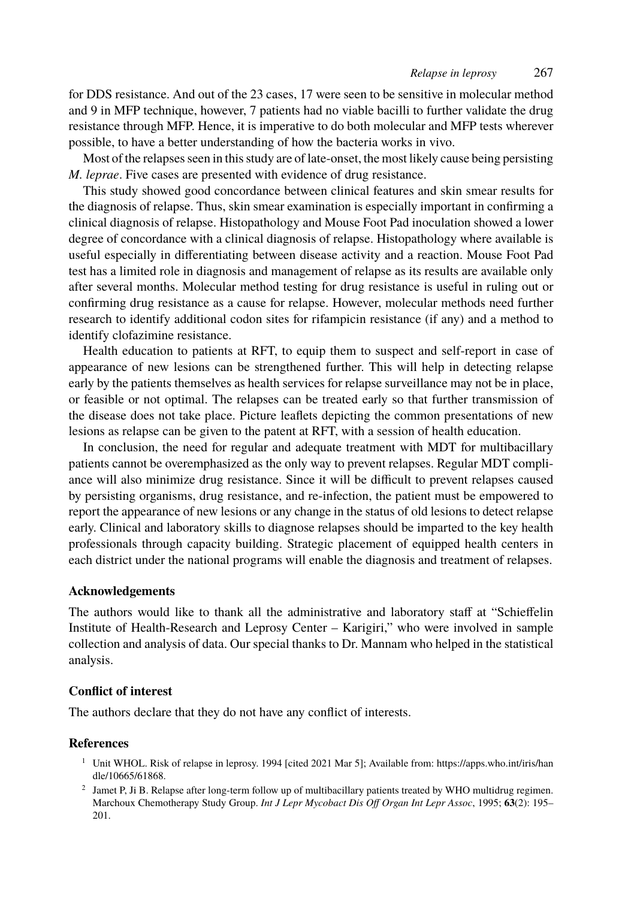for DDS resistance. And out of the 23 cases, 17 were seen to be sensitive in molecular method and 9 in MFP technique, however, 7 patients had no viable bacilli to further validate the drug resistance through MFP. Hence, it is imperative to do both molecular and MFP tests wherever possible, to have a better understanding of how the bacteria works in vivo.

Most of the relapses seen in this study are of late-onset, the most likely cause being persisting *M. leprae*. Five cases are presented with evidence of drug resistance.

This study showed good concordance between clinical features and skin smear results for the diagnosis of relapse. Thus, skin smear examination is especially important in confirming a clinical diagnosis of relapse. Histopathology and Mouse Foot Pad inoculation showed a lower degree of concordance with a clinical diagnosis of relapse. Histopathology where available is useful especially in differentiating between disease activity and a reaction. Mouse Foot Pad test has a limited role in diagnosis and management of relapse as its results are available only after several months. Molecular method testing for drug resistance is useful in ruling out or confirming drug resistance as a cause for relapse. However, molecular methods need further research to identify additional codon sites for rifampicin resistance (if any) and a method to identify clofazimine resistance.

Health education to patients at RFT, to equip them to suspect and self-report in case of appearance of new lesions can be strengthened further. This will help in detecting relapse early by the patients themselves as health services for relapse surveillance may not be in place, or feasible or not optimal. The relapses can be treated early so that further transmission of the disease does not take place. Picture leaflets depicting the common presentations of new lesions as relapse can be given to the patent at RFT, with a session of health education.

In conclusion, the need for regular and adequate treatment with MDT for multibacillary patients cannot be overemphasized as the only way to prevent relapses. Regular MDT compliance will also minimize drug resistance. Since it will be difficult to prevent relapses caused by persisting organisms, drug resistance, and re-infection, the patient must be empowered to report the appearance of new lesions or any change in the status of old lesions to detect relapse early. Clinical and laboratory skills to diagnose relapses should be imparted to the key health professionals through capacity building. Strategic placement of equipped health centers in each district under the national programs will enable the diagnosis and treatment of relapses.

### Acknowledgements

The authors would like to thank all the administrative and laboratory staff at "Schieffelin Institute of Health-Research and Leprosy Center – Karigiri," who were involved in sample collection and analysis of data. Our special thanks to Dr. Mannam who helped in the statistical analysis.

### Conflict of interest

The authors declare that they do not have any conflict of interests.

### References

1. Unit WHOL. Risk of relapse in leprosy. 1994 [cited 2021 Mar 5]; Available from: https://apps.who.int/iris/handle/10665/61868.
2. Jamet P, Ji B. Relapse after long-term follow up of multibacillary patients treated by WHO multidrug regimen. Marchoux Chemotherapy Study Group. *Int J Lepr Mycobact Dis Off Organ Int Lepr Assoc*, 1995; **63**(2): 195–201.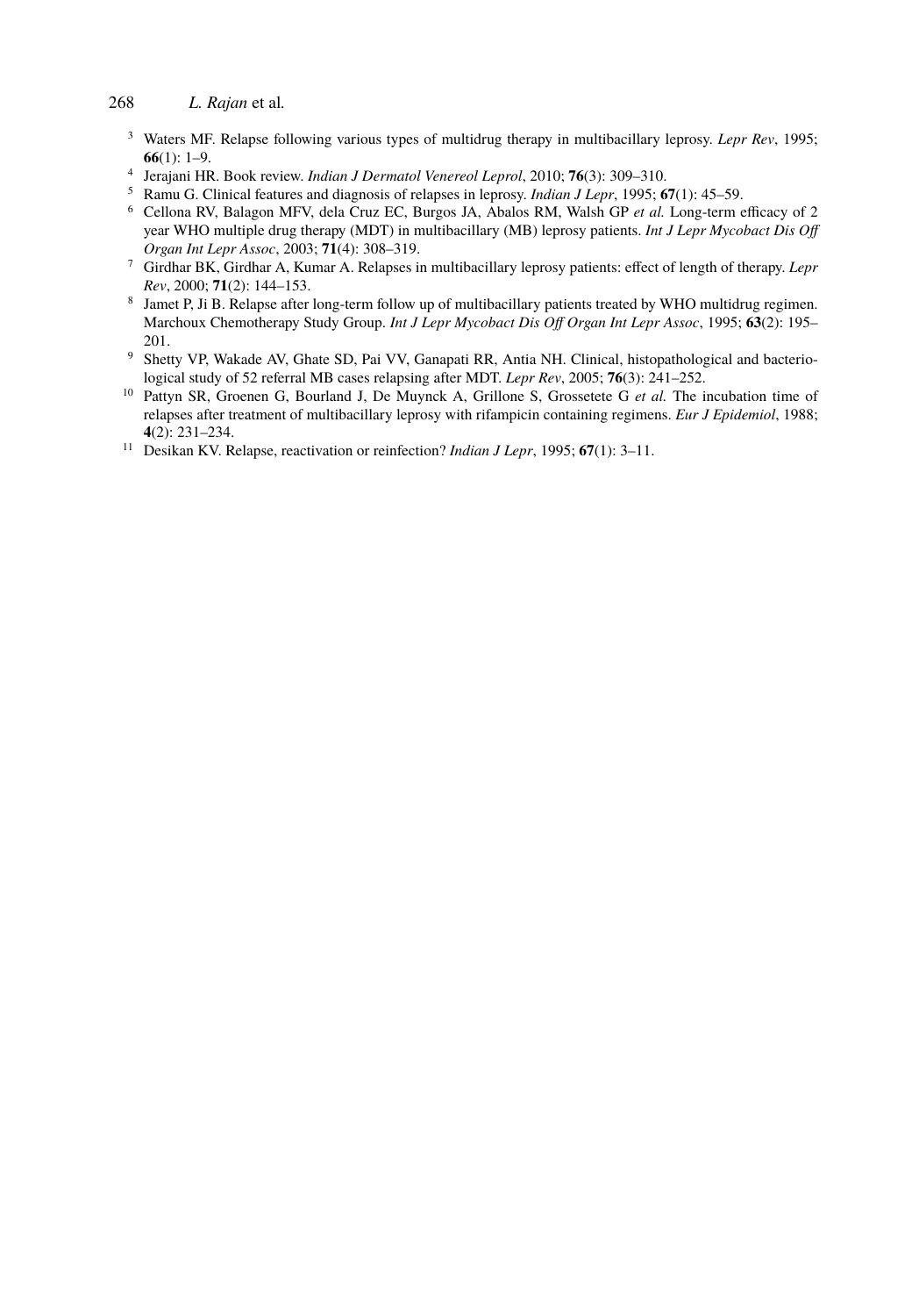3. Waters MF. Relapse following various types of multidrug therapy in multibacillary leprosy. *Lepr Rev*, 1995; **66**(1): 1–9.
4. Jerajani HR. Book review. *Indian J Dermatol Venereol Leprol*, 2010; **76**(3): 309–310.
5. Ramu G. Clinical features and diagnosis of relapses in leprosy. *Indian J Lepr*, 1995; **67**(1): 45–59.
6. Cellona RV, Balagon MFV, dela Cruz EC, Burgos JA, Abalos RM, Walsh GP *et al.* Long-term efficacy of 2 year WHO multiple drug therapy (MDT) in multibacillary (MB) leprosy patients. *Int J Lepr Mycobact Dis Off Organ Int Lepr Assoc*, 2003; **71**(4): 308–319.
7. Girdhar BK, Girdhar A, Kumar A. Relapses in multibacillary leprosy patients: effect of length of therapy. *Lepr Rev*, 2000; **71**(2): 144–153.
8. Jamet P, Ji B. Relapse after long-term follow up of multibacillary patients treated by WHO multidrug regimen. Marchoux Chemotherapy Study Group. *Int J Lepr Mycobact Dis Off Organ Int Lepr Assoc*, 1995; **63**(2): 195–201.
9. Shetty VP, Wakade AV, Ghate SD, Pai VV, Ganapati RR, Antia NH. Clinical, histopathological and bacteriological study of 52 referral MB cases relapsing after MDT. *Lepr Rev*, 2005; **76**(3): 241–252.
10. Pattyn SR, Groenen G, Bourland J, De Muynck A, Grillone S, Grossetete G *et al.* The incubation time of relapses after treatment of multibacillary leprosy with rifampicin containing regimens. *Eur J Epidemiol*, 1988; **4**(2): 231–234.
11. Desikan KV. Relapse, reactivation or reinfection? *Indian J Lepr*, 1995; **67**(1): 3–11.